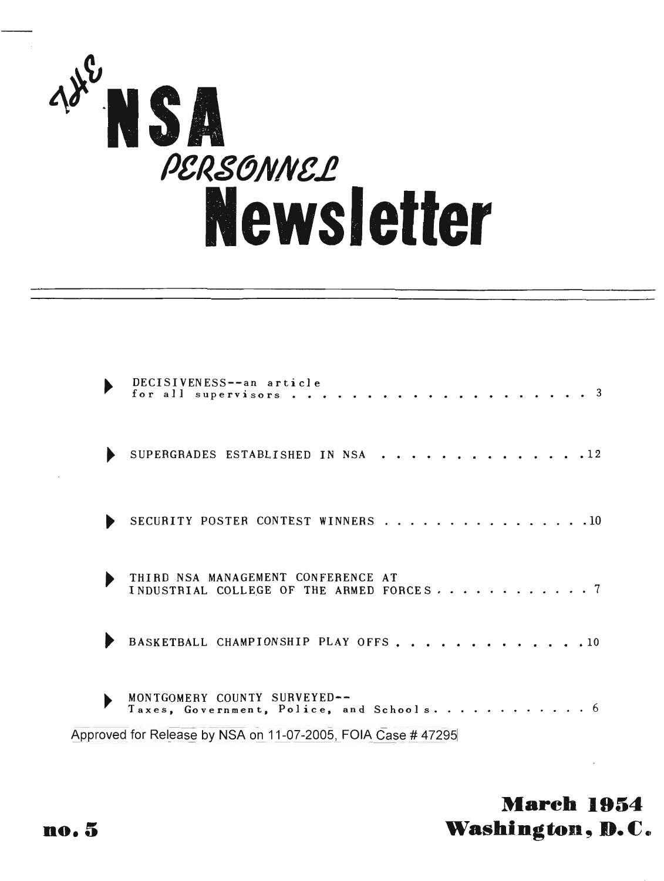# THE NSA PERSONNEL Newsletter

- DECISIVENESS--an article for all supervisors . . . . . . . . . . . . . . . . . . . . 3
- SUPERGRADES ESTABLISHED IN NSA . . . . . . . . . . . . . . . .12
- SECURITY POSTER CONTEST WINNERS . . . . . . . . . . . . . . . . .10
- THIRD NSA MANAGEMENT CONFERENCE AT INDUSTRIAL COLLEGE OF THE ARMED FORCES . . . . . . . . . . . . 7
- BASKETBALL CHAMPIONSHIP PLAY OFFS . . . . . . . . . . . . . .10
- MONTGOMERY COUNTY SURVEYED-- Taxes, Government, Police, and Schools . . . . . . . . . . . . 6

Approved for Release by NSA on 11-07-2005, FOIA Case # 47295

no. 5

**March 1954**
**Washington, D.C.**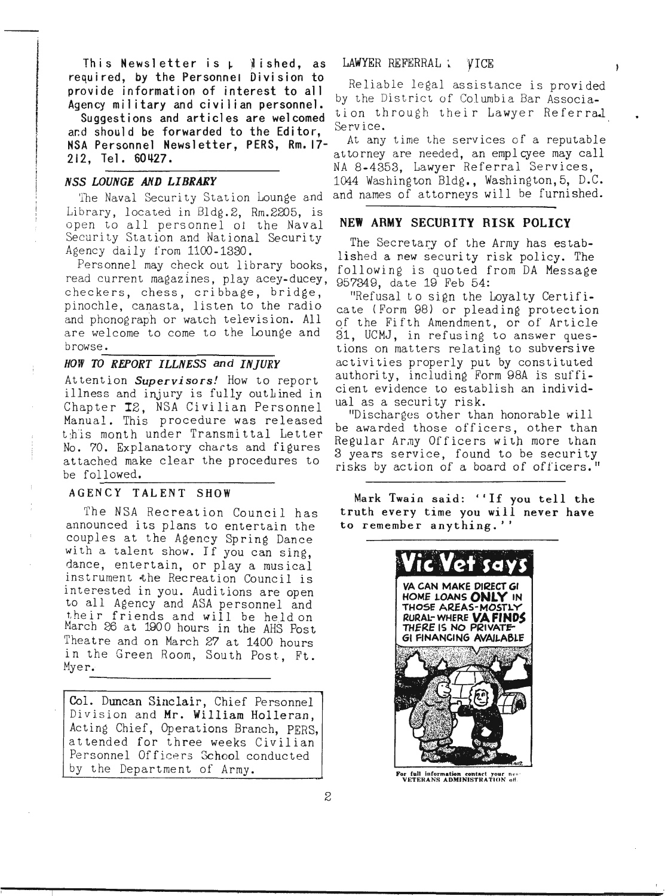This Newsletter is published, as required, by the Personnel Division to provide information of interest to all Agency military and civilian personnel.

Suggestions and articles are welcomed and should be forwarded to the Editor, NSA Personnel Newsletter, PERS, Rm. 17-212, Tel. 60427.

### *NSS LOUNGE AND LIBRARY*

The Naval Security Station Lounge and Library, located in Bldg.2, Rm.2205, is open to all personnel of the Naval Security Station and National Security Agency daily from 1100-1330.

Personnel may check out library books, read current magazines, play acey-ducey, checkers, chess, cribbage, bridge, pinochle, canasta, listen to the radio and phonograph or watch television. All are welcome to come to the Lounge and browse.

### *HOW TO REPORT ILLNESS and INJURY*

Attention *Supervisors!* How to report illness and injury is fully outlined in Chapter I2, NSA Civilian Personnel Manual. This procedure was released this month under Transmittal Letter No. 70. Explanatory charts and figures attached make clear the procedures to be followed.

### AGENCY TALENT SHOW

The NSA Recreation Council has announced its plans to entertain the couples at the Agency Spring Dance with a talent show. If you can sing, dance, entertain, or play a musical instrument the Recreation Council is interested in you. Auditions are open to all Agency and ASA personnel and their friends and will be held on March 26 at 1900 hours in the AHS Post Theatre and on March 27 at 1400 hours in the Green Room, South Post, Ft. Myer.

Col. Duncan Sinclair, Chief Personnel Division and Mr. William Holleran, Acting Chief, Operations Branch, PERS, attended for three weeks Civilian Personnel Officers School conducted by the Department of Army.

### LAWYER REFERRAL SERVICE

Reliable legal assistance is provided by the District of Columbia Bar Association through their Lawyer Referral Service.

At any time the services of a reputable attorney are needed, an employee may call NA 8-4353, Lawyer Referral Services, 1044 Washington Bldg., Washington,5, D.C. and names of attorneys will be furnished.

### NEW ARMY SECURITY RISK POLICY

The Secretary of the Army has established a new security risk policy. The following is quoted from DA Message 957349, date 19 Feb 54:

"Refusal to sign the Loyalty Certificate (Form 98) or pleading protection of the Fifth Amendment, or of Article 31, UCMJ, in refusing to answer questions on matters relating to subversive activities properly put by constituted authority, including Form 98A is sufficient evidence to establish an individual as a security risk.

"Discharges other than honorable will be awarded those officers, other than Regular Army Officers with more than 3 years service, found to be security risks by action of a board of officers."

Mark Twain said: "If you tell the truth every time you will never have to remember anything."

**Vic Vet says**

VA CAN MAKE DIRECT GI HOME LOANS **ONLY** IN THOSE AREAS-MOSTLY RURAL-WHERE **VA FINDS** THERE IS NO PRIVATE-GI FINANCING AVAILABLE

For full information contact your nearest VETERANS ADMINISTRATION office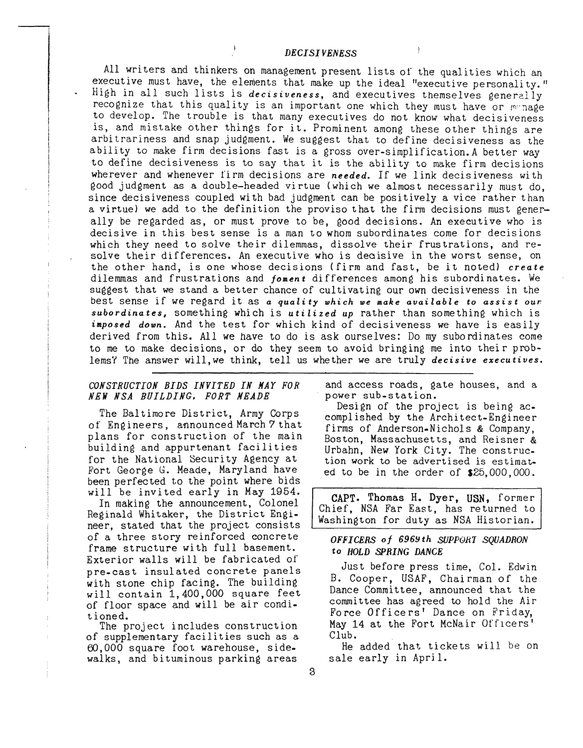## DECISIVENESS

All writers and thinkers on management present lists of the qualities which an executive must have, the elements that make up the ideal "executive personality." High in all such lists is *decisiveness*, and executives themselves generally recognize that this quality is an important one which they must have or manage to develop. The trouble is that many executives do not know what decisiveness is, and mistake other things for it. Prominent among these other things are arbitrariness and snap judgment. We suggest that to define decisiveness as the ability to make firm decisions fast is a gross over-simplification. A better way to define decisiveness is to say that it is the ability to make firm decisions wherever and whenever firm decisions are *needed*. If we link decisiveness with good judgment as a double-headed virtue (which we almost necessarily must do, since decisiveness coupled with bad judgment can be positively a vice rather than a virtue) we add to the definition the proviso that the firm decisions must generally be regarded as, or must prove to be, good decisions. An executive who is decisive in this best sense is a man to whom subordinates come for decisions which they need to solve their dilemmas, dissolve their frustrations, and resolve their differences. An executive who is decisive in the worst sense, on the other hand, is one whose decisions (firm and fast, be it noted) *create* dilemmas and frustrations and *foment* differences among his subordinates. We suggest that we stand a better chance of cultivating our own decisiveness in the best sense if we regard it as *a quality which we make available to assist our subordinates,* something which is *utilized up* rather than something which is *imposed down*. And the test for which kind of decisiveness we have is easily derived from this. All we have to do is ask ourselves: Do my subordinates come to me to make decisions, or do they seem to avoid bringing me into their problems? The answer will, we think, tell us whether we are truly *decisive executives.*

---

### *CONSTRUCTION BIDS INVITED IN MAY FOR NEW NSA BUILDING, FORT MEADE*

The Baltimore District, Army Corps of Engineers, announced March 7 that plans for construction of the main building and appurtenant facilities for the National Security Agency at Fort George G. Meade, Maryland have been perfected to the point where bids will be invited early in May 1954.

In making the announcement, Colonel Reginald Whitaker, the District Engineer, stated that the project consists of a three story reinforced concrete frame structure with full basement. Exterior walls will be fabricated of pre-cast insulated concrete panels with stone chip facing. The building will contain 1,400,000 square feet of floor space and will be air conditioned.

The project includes construction of supplementary facilities such as a 60,000 square foot warehouse, sidewalks, and bituminous parking areas and access roads, gate houses, and a power sub-station.

Design of the project is being accomplished by the Architect-Engineer firms of Anderson-Nichols & Company, Boston, Massachusetts, and Reisner & Urbahn, New York City. The construction work to be advertised is estimated to be in the order of $25,000,000.

**CAPT. Thomas H. Dyer, USN,** former Chief, NSA Far East, has returned to Washington for duty as NSA Historian.

### *OFFICERS of 6969th SUPPORT SQUADRON to HOLD SPRING DANCE*

Just before press time, Col. Edwin B. Cooper, USAF, Chairman of the Dance Committee, announced that the committee has agreed to hold the Air Force Officers' Dance on Friday, May 14 at the Fort McNair Officers' Club.

He added that tickets will be on sale early in April.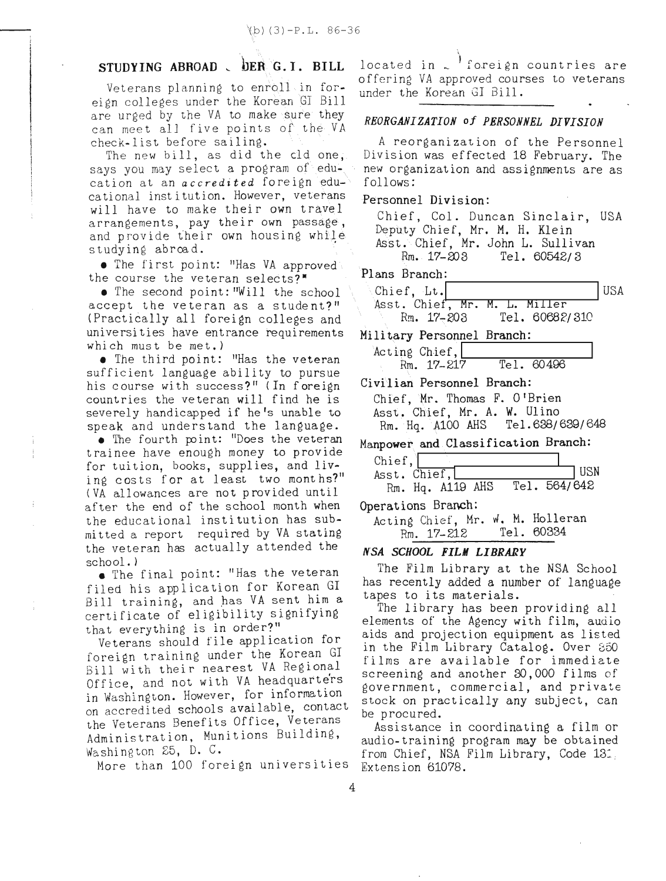(b)(3)-P.L. 86-36

## STUDYING ABROAD UNDER G.I. BILL

Veterans planning to enroll in foreign colleges under the Korean GI Bill are urged by the VA to make sure they can meet all five points of the VA check-list before sailing.

The new bill, as did the old one, says you may select a program of education at an *accredited* foreign educational institution. However, veterans will have to make their own travel arrangements, pay their own passage, and provide their own housing while studying abroad.

- The first point: "Has VA approved the course the veteran selects?"
- The second point: "Will the school accept the veteran as a student?" (Practically all foreign colleges and universities have entrance requirements which must be met.)
- The third point: "Has the veteran sufficient language ability to pursue his course with success?" (In foreign countries the veteran will find he is severely handicapped if he's unable to speak and understand the language.
- The fourth point: "Does the veteran trainee have enough money to provide for tuition, books, supplies, and living costs for at least two months?" (VA allowances are not provided until after the end of the school month when the educational institution has submitted a report required by VA stating the veteran has actually attended the school.)
- The final point: "Has the veteran filed his application for Korean GI Bill training, and has VA sent him a certificate of eligibility signifying that everything is in order?"

Veterans should file application for foreign training under the Korean GI Bill with their nearest VA Regional Office, and not with VA headquarters in Washington. However, for information on accredited schools available, contact the Veterans Benefits Office, Veterans Administration, Munitions Building, Washington 25, D. C.

More than 100 foreign universities located in foreign countries are offering VA approved courses to veterans under the Korean GI Bill.

## *REORGANIZATION of PERSONNEL DIVISION*

A reorganization of the Personnel Division was effected 18 February. The new organization and assignments are as follows:

**Personnel Division:**

Chief, Col. Duncan Sinclair, USA
Deputy Chief, Mr. M. H. Klein
Asst. Chief, Mr. John L. Sullivan
Rm. 17-203 Tel. 60542/3

**Plans Branch:**

Chief, Lt. [REDACTED] USA
Asst. Chief, Mr. M. L. Miller
Rm. 17-203 Tel. 60682/310

**Military Personnel Branch:**

Acting Chief, [REDACTED]
Rm. 17-217 Tel. 60496

**Civilian Personnel Branch:**

Chief, Mr. Thomas F. O'Brien
Asst. Chief, Mr. A. W. Ulino
Rm. Hq. A100 AHS Tel. 638/639/648

**Manpower and Classification Branch:**

Chief, [REDACTED]
Asst. Chief, [REDACTED] USN
Rm. Hq. A119 AHS Tel. 564/642

**Operations Branch:**

Acting Chief, Mr. W. M. Holleran
Rm. 17-212 Tel. 60334

## *NSA SCHOOL FILM LIBRARY*

The Film Library at the NSA School has recently added a number of language tapes to its materials.

The library has been providing all elements of the Agency with film, audio aids and projection equipment as listed in the Film Library Catalog. Over 850 films are available for immediate screening and another 30,000 films of government, commercial, and private stock on practically any subject, can be procured.

Assistance in coordinating a film or audio-training program may be obtained from Chief, NSA Film Library, Code 131, Extension 61078.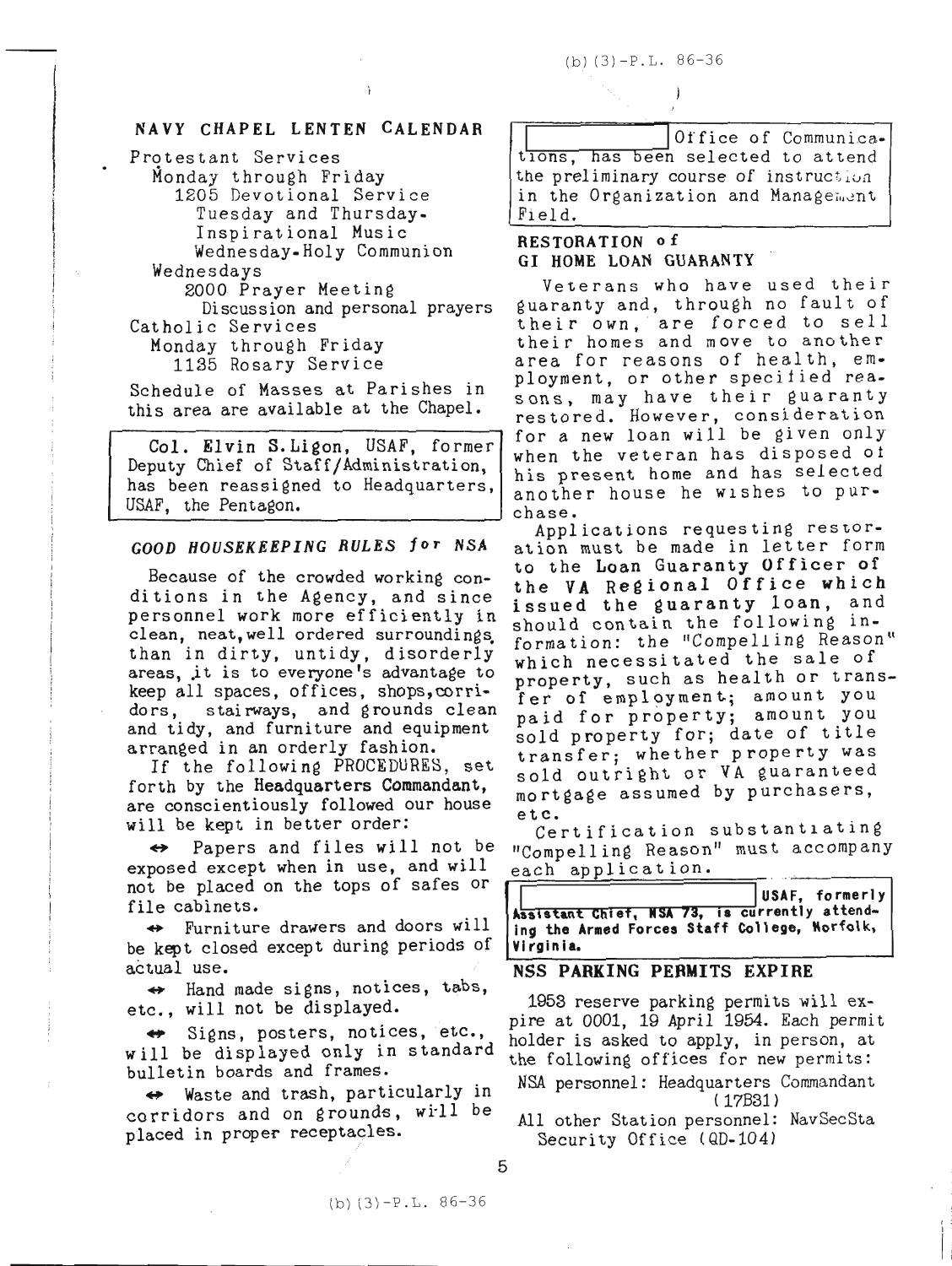## NAVY CHAPEL LENTEN CALENDAR

Protestant Services
- Monday through Friday
  - 1205 Devotional Service
    - Tuesday and Thursday- Inspirational Music
    - Wednesday-Holy Communion
- Wednesdays
  - 2000 Prayer Meeting
    - Discussion and personal prayers

Catholic Services
- Monday through Friday
  - 1135 Rosary Service

Schedule of Masses at Parishes in this area are available at the Chapel.

Col. Elvin S. Ligon, USAF, former Deputy Chief of Staff/Administration, has been reassigned to Headquarters, USAF, the Pentagon.

## *GOOD HOUSEKEEPING RULES for NSA*

Because of the crowded working conditions in the Agency, and since personnel work more efficiently in clean, neat, well ordered surroundings than in dirty, untidy, disorderly areas, it is to everyone's advantage to keep all spaces, offices, shops, corridors, stairways, and grounds clean and tidy, and furniture and equipment arranged in an orderly fashion.

If the following PROCEDURES, set forth by the **Headquarters Commandant**, are conscientiously followed our house will be kept in better order:

↔ Papers and files will not be exposed except when in use, and will not be placed on the tops of safes or file cabinets.

↔ Furniture drawers and doors will be kept closed except during periods of actual use.

↔ Hand made signs, notices, tabs, etc., will not be displayed.

↔ Signs, posters, notices, etc., will be displayed only in standard bulletin boards and frames.

↔ Waste and trash, particularly in corridors and on grounds, will be placed in proper receptacles.

(b)(3)-P.L. 86-36

[redacted] Office of Communications, has been selected to attend the preliminary course of instruction in the Organization and Management Field.

## RESTORATION of GI HOME LOAN GUARANTY

Veterans who have used their guaranty and, through no fault of their own, are forced to sell their homes and move to another area for reasons of health, employment, or other specified reasons, may have their guaranty restored. However, consideration for a new loan will be given only when the veteran has disposed of his present home and has selected another house he wishes to purchase.

Applications requesting restoration must be made in letter form to the **Loan Guaranty Officer of the VA Regional Office which issued the guaranty loan**, and should contain the following information: the "Compelling Reason" which necessitated the sale of property, such as health or transfer of employment; amount you paid for property; amount you sold property for; date of title transfer; whether property was sold outright or VA guaranteed mortgage assumed by purchasers, etc.

Certification substantiating "Compelling Reason" must accompany each application.

**[redacted] USAF, formerly Assistant Chief, NSA 73, is currently attending the Armed Forces Staff College, Norfolk, Virginia.**

## NSS PARKING PERMITS EXPIRE

1953 reserve parking permits will expire at 0001, 19 April 1954. Each permit holder is asked to apply, in person, at the following offices for new permits:

NSA personnel: Headquarters Commandant (17B31)

All other Station personnel: NavSecSta Security Office (QD-104)

(b)(3)-P.L. 86-36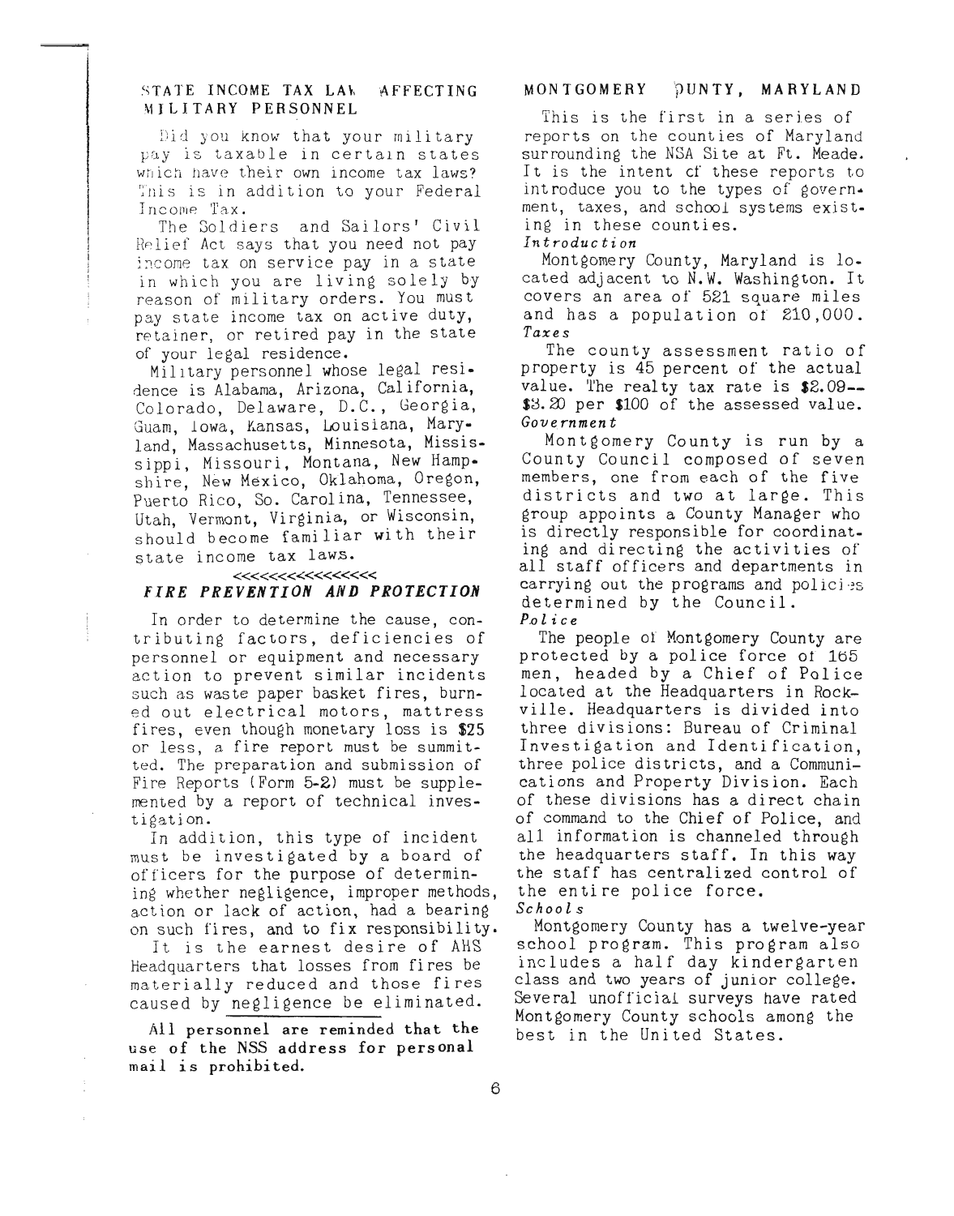## STATE INCOME TAX LAW AFFECTING MILITARY PERSONNEL

Did you know that your military pay is taxable in certain states which have their own income tax laws? This is in addition to your Federal Income Tax.

The Soldiers and Sailors' Civil Relief Act says that you need not pay income tax on service pay in a state in which you are living solely by reason of military orders. You must pay state income tax on active duty, retainer, or retired pay in the state of your legal residence.

Military personnel whose legal residence is Alabama, Arizona, California, Colorado, Delaware, D.C., Georgia, Guam, Iowa, Kansas, Louisiana, Maryland, Massachusetts, Minnesota, Mississippi, Missouri, Montana, New Hampshire, New Mexico, Oklahoma, Oregon, Puerto Rico, So. Carolina, Tennessee, Utah, Vermont, Virginia, or Wisconsin, should become familiar with their state income tax laws.

<<<<<<<<<<<<<<<<

## *FIRE PREVENTION AND PROTECTION*

In order to determine the cause, contributing factors, deficiencies of personnel or equipment and necessary action to prevent similar incidents such as waste paper basket fires, burned out electrical motors, mattress fires, even though monetary loss is $25 or less, a fire report must be summitted. The preparation and submission of Fire Reports (Form 5-2) must be supplemented by a report of technical investigation.

In addition, this type of incident must be investigated by a board of officers for the purpose of determining whether negligence, improper methods, action or lack of action, had a bearing on such fires, and to fix responsibility.

It is the earnest desire of AHS Headquarters that losses from fires be materially reduced and those fires caused by negligence be eliminated.

---

**All personnel are reminded that the use of the NSS address for personal mail is prohibited.**

## MONTGOMERY COUNTY, MARYLAND

This is the first in a series of reports on the counties of Maryland surrounding the NSA Site at Ft. Meade. It is the intent of these reports to introduce you to the types of government, taxes, and school systems existing in these counties.

***Introduction***

Montgomery County, Maryland is located adjacent to N.W. Washington. It covers an area of 521 square miles and has a population of 210,000.

***Taxes***

The county assessment ratio of property is 45 percent of the actual value. The realty tax rate is $2.09--$3.20 per $100 of the assessed value.

***Government***

Montgomery County is run by a County Council composed of seven members, one from each of the five districts and two at large. This group appoints a County Manager who is directly responsible for coordinating and directing the activities of all staff officers and departments in carrying out the programs and policies determined by the Council.

***Police***

The people of Montgomery County are protected by a police force of 165 men, headed by a Chief of Police located at the Headquarters in Rockville. Headquarters is divided into three divisions: Bureau of Criminal Investigation and Identification, three police districts, and a Communications and Property Division. Each of these divisions has a direct chain of command to the Chief of Police, and all information is channeled through the headquarters staff. In this way the staff has centralized control of the entire police force.

***Schools***

Montgomery County has a twelve-year school program. This program also includes a half day kindergarten class and two years of junior college. Several unofficial surveys have rated Montgomery County schools among the best in the United States.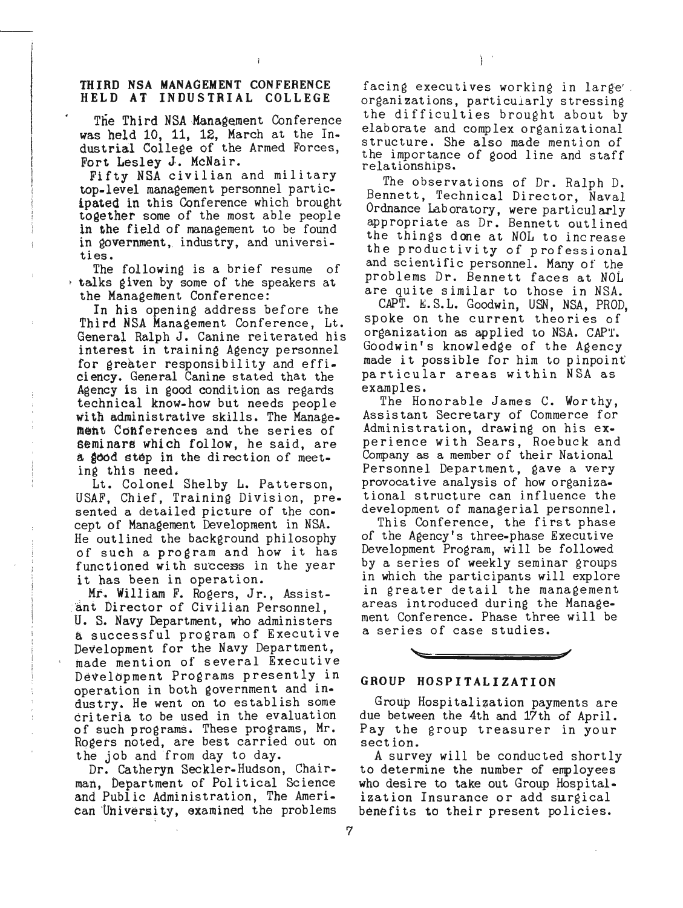## THIRD NSA MANAGEMENT CONFERENCE HELD AT INDUSTRIAL COLLEGE

The Third NSA Management Conference was held 10, 11, 12, March at the Industrial College of the Armed Forces, Fort Lesley J. McNair.

Fifty NSA civilian and military top-level management personnel participated in this Conference which brought together some of the most able people in the field of management to be found in government, industry, and universities.

The following is a brief resume of talks given by some of the speakers at the Management Conference:

In his opening address before the Third NSA Management Conference, Lt. General Ralph J. Canine reiterated his interest in training Agency personnel for greater responsibility and efficiency. General Canine stated that the Agency is in good condition as regards technical know-how but needs people with administrative skills. The Management Conferences and the series of seminars which follow, he said, are a good step in the direction of meeting this need.

Lt. Colonel Shelby L. Patterson, USAF, Chief, Training Division, presented a detailed picture of the concept of Management Development in NSA. He outlined the background philosophy of such a program and how it has functioned with success in the year it has been in operation.

Mr. William F. Rogers, Jr., Assistant Director of Civilian Personnel, U. S. Navy Department, who administers a successful program of Executive Development for the Navy Department, made mention of several Executive Development Programs presently in operation in both government and industry. He went on to establish some criteria to be used in the evaluation of such programs. These programs, Mr. Rogers noted, are best carried out on the job and from day to day.

Dr. Catheryn Seckler-Hudson, Chairman, Department of Political Science and Public Administration, The American University, examined the problems facing executives working in large organizations, particularly stressing the difficulties brought about by elaborate and complex organizational structure. She also made mention of the importance of good line and staff relationships.

The observations of Dr. Ralph D. Bennett, Technical Director, Naval Ordnance Laboratory, were particularly appropriate as Dr. Bennett outlined the things done at NOL to increase the productivity of professional and scientific personnel. Many of the problems Dr. Bennett faces at NOL are quite similar to those in NSA.

CAPT. E.S.L. Goodwin, USN, NSA, PROD, spoke on the current theories of organization as applied to NSA. CAPT. Goodwin's knowledge of the Agency made it possible for him to pinpoint particular areas within NSA as examples.

The Honorable James C. Worthy, Assistant Secretary of Commerce for Administration, drawing on his experience with Sears, Roebuck and Company as a member of their National Personnel Department, gave a very provocative analysis of how organizational structure can influence the development of managerial personnel.

This Conference, the first phase of the Agency's three-phase Executive Development Program, will be followed by a series of weekly seminar groups in which the participants will explore in greater detail the management areas introduced during the Management Conference. Phase three will be a series of case studies.

## GROUP HOSPITALIZATION

Group Hospitalization payments are due between the 4th and 17th of April. Pay the group treasurer in your section.

A survey will be conducted shortly to determine the number of employees who desire to take out Group Hospitalization Insurance or add surgical benefits to their present policies.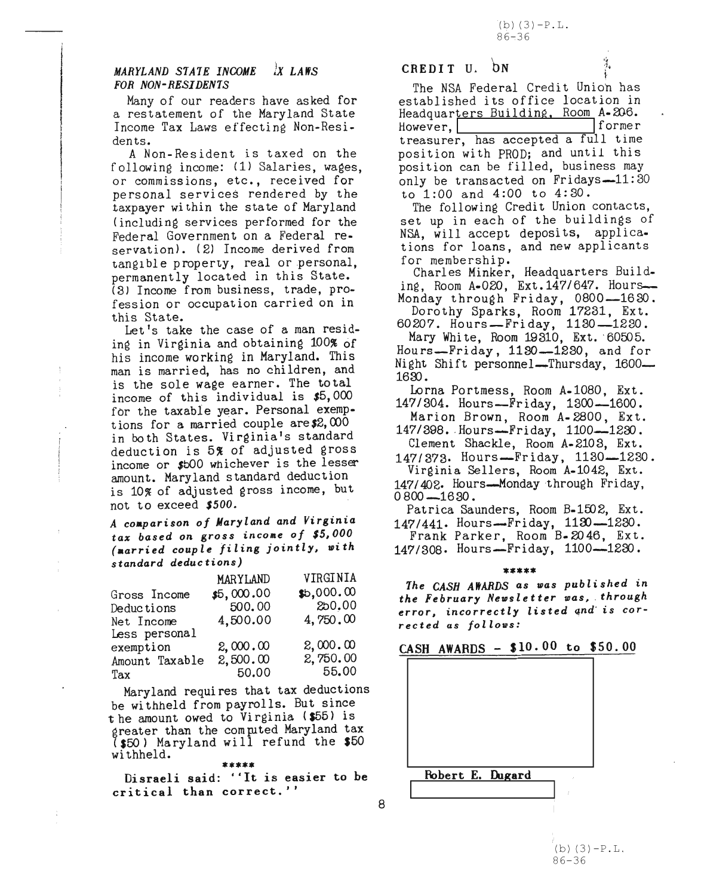(b)(3)-P.L. 86-36

## *MARYLAND STATE INCOME TAX LAWS FOR NON-RESIDENTS*

Many of our readers have asked for a restatement of the Maryland State Income Tax Laws effecting Non-Residents.

A Non-Resident is taxed on the following income: (1) Salaries, wages, or commissions, etc., received for personal services rendered by the taxpayer within the state of Maryland (including services performed for the Federal Government on a Federal reservation). (2) Income derived from tangible property, real or personal, permanently located in this State. (3) Income from business, trade, profession or occupation carried on in this State.

Let's take the case of a man residing in Virginia and obtaining 100% of his income working in Maryland. This man is married, has no children, and is the sole wage earner. The total income of this individual is $5,000 for the taxable year. Personal exemptions for a married couple are $2,000 in both States. Virginia's standard deduction is 5% of adjusted gross income or $500 whichever is the lesser amount. Maryland standard deduction is 10% of adjusted gross income, but not to exceed *$500.*

***A comparison of Maryland and Virginia tax based on gross income of $5,000 (married couple filing jointly, with standard deductions)***

| | MARYLAND | VIRGINIA |
|---|---|---|
| Gross Income | $5,000.00 | $5,000.00 |
| Deductions | 500.00 | 250.00 |
| Net Income | 4,500.00 | 4,750.00 |
| Less personal exemption | 2,000.00 | 2,000.00 |
| Amount Taxable | 2,500.00 | 2,750.00 |
| Tax | 50.00 | 55.00 |

Maryland requires that tax deductions be withheld from payrolls. But since the amount owed to Virginia ($55) is greater than the computed Maryland tax ($50) Maryland will refund the $50 withheld.

\*\*\*\*\*

**Disraeli said: ''It is easier to be critical than correct.''**

## CREDIT UNION

The NSA Federal Credit Union has established its office location in Headquarters Building, Room A-206. However, [REDACTED] former treasurer, has accepted a full time position with PROD; and until this position can be filled, business may only be transacted on Fridays—11:30 to 1:00 and 4:00 to 4:30.

The following Credit Union contacts, set up in each of the buildings of NSA, will accept deposits, applications for loans, and new applicants for membership.

Charles Minker, Headquarters Building, Room A-020, Ext.147/647. Hours—Monday through Friday, 0800—1630.

Dorothy Sparks, Room 17231, Ext. 60207. Hours—Friday, 1130—1230.

Mary White, Room 19310, Ext. 60505. Hours—Friday, 1130—1230, and for Night Shift personnel—Thursday, 1600—1630.

Lorna Portmess, Room A-1080, Ext. 147/304. Hours—Friday, 1300—1600.

Marion Brown, Room A-2800, Ext. 147/398. Hours—Friday, 1100—1230.

Clement Shackle, Room A-2103, Ext. 147/373. Hours—Friday, 1130—1230.

Virginia Sellers, Room A-1042, Ext. 147/402. Hours—Monday through Friday, 0800—1630.

Patrica Saunders, Room B-1502, Ext. 147/441. Hours—Friday, 1130—1230.

Frank Parker, Room B-2046, Ext. 147/308. Hours—Friday, 1100—1230.

\*\*\*\*\*

***The CASH AWARDS as was published in the February Newsletter was, through error, incorrectly listed and is corrected as follows:***

**CASH AWARDS - $10.00 to $50.00**

[REDACTED]

**Robert E. Dugard**

[REDACTED]

(b)(3)-P.L. 86-36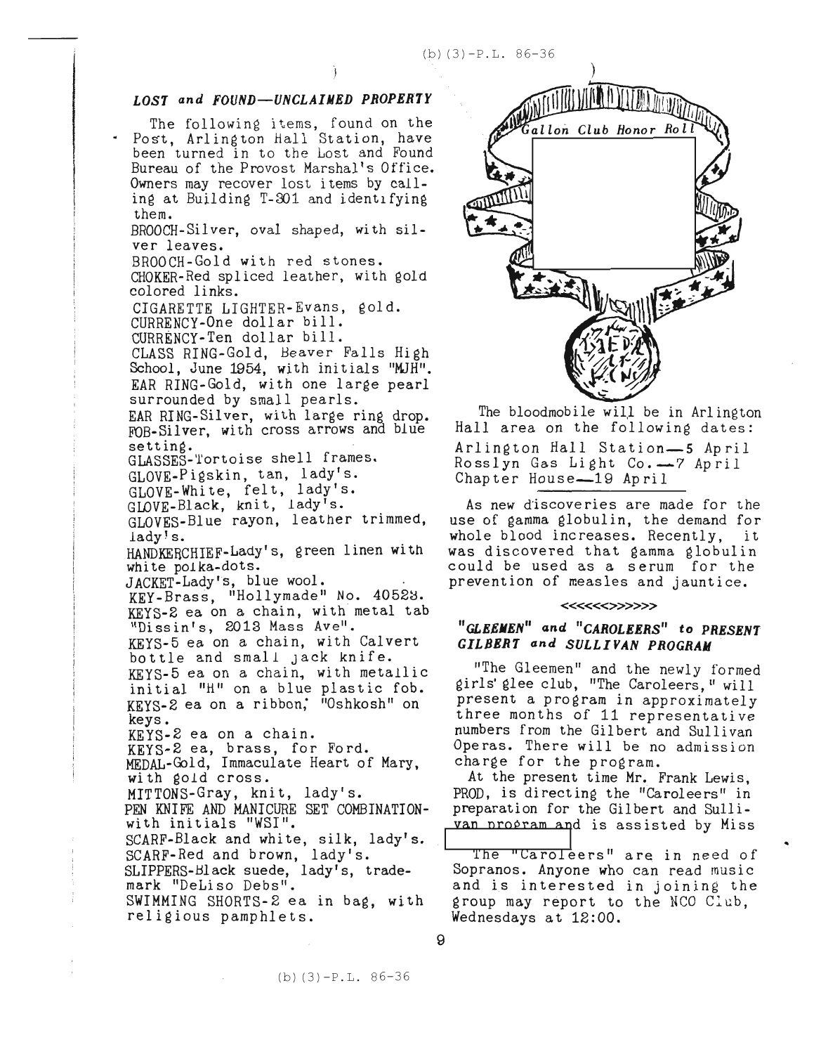(b)(3)-P.L. 86-36

### *LOST and FOUND—UNCLAIMED PROPERTY*

The following items, found on the Post, Arlington Hall Station, have been turned in to the Lost and Found Bureau of the Provost Marshal's Office. Owners may recover lost items by calling at Building T-301 and identifying them.

BROOCH-Silver, oval shaped, with silver leaves.
BROOCH-Gold with red stones.
CHOKER-Red spliced leather, with gold colored links.
CIGARETTE LIGHTER-Evans, gold.
CURRENCY-One dollar bill.
CURRENCY-Ten dollar bill.
CLASS RING-Gold, Beaver Falls High School, June 1954, with initials "MJH".
EAR RING-Gold, with one large pearl surrounded by small pearls.
EAR RING-Silver, with large ring drop.
FOB-Silver, with cross arrows and blue setting.
GLASSES-Tortoise shell frames.
GLOVE-Pigskin, tan, lady's.
GLOVE-White, felt, lady's.
GLOVE-Black, knit, lady's.
GLOVES-Blue rayon, leather trimmed, lady's.
HANDKERCHIEF-Lady's, green linen with white polka-dots.
JACKET-Lady's, blue wool.
KEY-Brass, "Hollymade" No. 40528.
KEYS-2 ea on a chain, with metal tab "Dissin's, 2013 Mass Ave".
KEYS-5 ea on a chain, with Calvert bottle and small jack knife.
KEYS-5 ea on a chain, with metallic initial "H" on a blue plastic fob.
KEYS-2 ea on a ribbon; "Oshkosh" on keys.
KEYS-2 ea on a chain.
KEYS-2 ea, brass, for Ford.
MEDAL-Gold, Immaculate Heart of Mary, with gold cross.
MITTONS-Gray, knit, lady's.
PEN KNIFE AND MANICURE SET COMBINATION-with initials "WSI".
SCARF-Black and white, silk, lady's.
SCARF-Red and brown, lady's.
SLIPPERS-Black suede, lady's, trademark "DeLiso Debs".
SWIMMING SHORTS-2 ea in bag, with religious pamphlets.

Gallon Club Honor Roll

The bloodmobile will be in Arlington Hall area on the following dates:

Arlington Hall Station—5 April
Rosslyn Gas Light Co.—7 April
Chapter House—19 April

As new discoveries are made for the use of gamma globulin, the demand for whole blood increases. Recently, it was discovered that gamma globulin could be used as a serum for the prevention of measles and jauntice.

<<<<<<>>>>>>

### *"GLEEMEN" and "CAROLEERS" to PRESENT GILBERT and SULLIVAN PROGRAM*

"The Gleemen" and the newly formed girls' glee club, "The Caroleers," will present a program in approximately three months of 11 representative numbers from the Gilbert and Sullivan Operas. There will be no admission charge for the program.

At the present time Mr. Frank Lewis, PROD, is directing the "Caroleers" in preparation for the Gilbert and Sullivan program and is assisted by Miss [redacted]

The "Caroleers" are in need of Sopranos. Anyone who can read music and is interested in joining the group may report to the NCO Club, Wednesdays at 12:00.

(b)(3)-P.L. 86-36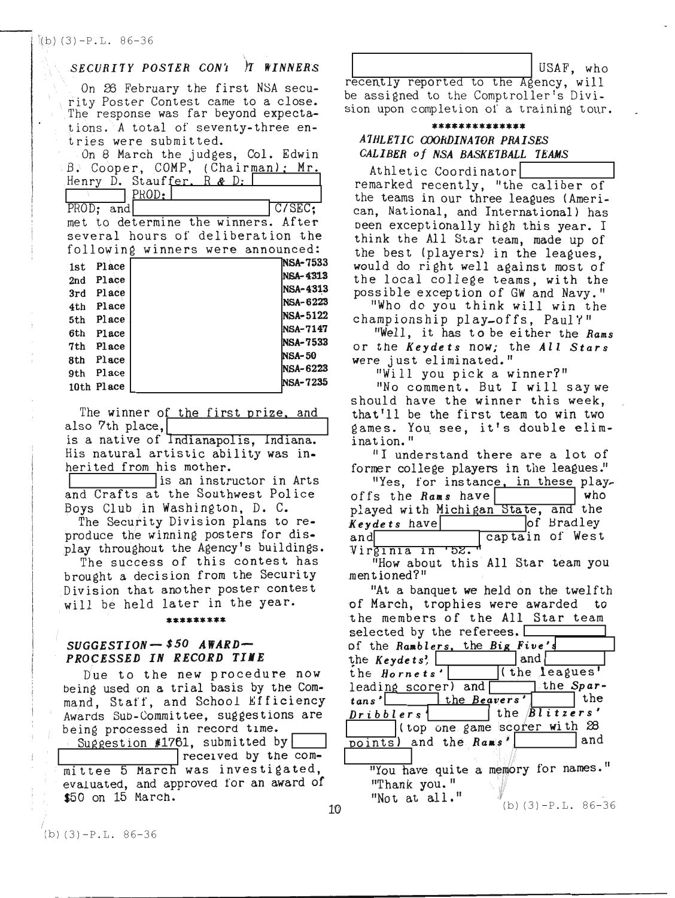(b)(3)-P.L. 86-36

### SECURITY POSTER CONTEST WINNERS

On 26 February the first NSA security Poster Contest came to a close. The response was far beyond expectations. A total of seventy-three entries were submitted.

On 8 March the judges, Col. Edwin B. Cooper, COMP, (Chairman); Mr. Henry D. Stauffer, R & D; [redacted] PROD; [redacted] PROD; and [redacted] C/SEC; met to determine the winners. After several hours of deliberation the following winners were announced:

| Place | Name | Office |
|---|---|---|
| 1st Place | [redacted] | NSA-7533 |
| 2nd Place | [redacted] | NSA-4313 |
| 3rd Place | [redacted] | NSA-4313 |
| 4th Place | [redacted] | NSA-6223 |
| 5th Place | [redacted] | NSA-5122 |
| 6th Place | [redacted] | NSA-7147 |
| 7th Place | [redacted] | NSA-7533 |
| 8th Place | [redacted] | NSA-50 |
| 9th Place | [redacted] | NSA-6223 |
| 10th Place | [redacted] | NSA-7235 |

The winner of the first prize, and also 7th place, [redacted] is a native of Indianapolis, Indiana. His natural artistic ability was inherited from his mother. [redacted] is an instructor in Arts and Crafts at the Southwest Police Boys Club in Washington, D. C.

The Security Division plans to reproduce the winning posters for display throughout the Agency's buildings.

The success of this contest has brought a decision from the Security Division that another poster contest will be held later in the year.

\*\*\*\*\*\*\*\*\*

### SUGGESTION — $50 AWARD — PROCESSED IN RECORD TIME

Due to the new procedure now being used on a trial basis by the Command, Staff, and School Efficiency Awards Sub-Committee, suggestions are being processed in record time.

Suggestion #1761, submitted by [redacted] received by the committee 5 March was investigated, evaluated, and approved for an award of $50 on 15 March.

[redacted] USAF, who recently reported to the Agency, will be assigned to the Comptroller's Division upon completion of a training tour.

\*\*\*\*\*\*\*\*\*\*\*\*\*\*

### ATHLETIC COORDINATOR PRAISES CALIBER of NSA BASKETBALL TEAMS

Athletic Coordinator [redacted] remarked recently, "the caliber of the teams in our three leagues (American, National, and International) has been exceptionally high this year. I think the All Star team, made up of the best (players) in the leagues, would do right well against most of the local college teams, with the possible exception of GW and Navy."

"Who do you think will win the championship play-offs, Paul?"

"Well, it has to be either the *Rams* or the *Keydets* now; the *All Stars* were just eliminated."

"Will you pick a winner?"

"No comment. But I will say we should have the winner this week, that'll be the first team to win two games. You see, it's double elimination."

"I understand there are a lot of former college players in the leagues."

"Yes, for instance, in these play-offs the *Rams* have [redacted] who played with Michigan State, and the *Keydets* have [redacted] of Bradley and [redacted] captain of West Virginia in '52."

"How about this All Star team you mentioned?"

"At a banquet we held on the twelfth of March, trophies were awarded to the members of the All Star team selected by the referees. [redacted] of the *Ramblers*, the *Big Five's* [redacted] the *Keydets'* [redacted] and [redacted] the *Hornets'* [redacted] (the leagues' leading scorer) and [redacted] the *Spartans'* [redacted] the *Beavers'* [redacted] the *Dribblers'* [redacted] the *Blitzers'* [redacted] (top one game scorer with 28 points) and the *Rams'* [redacted] and [redacted]

"You have quite a memory for names."

"Thank you."

"Not at all."

(b)(3)-P.L. 86-36

(b)(3)-P.L. 86-36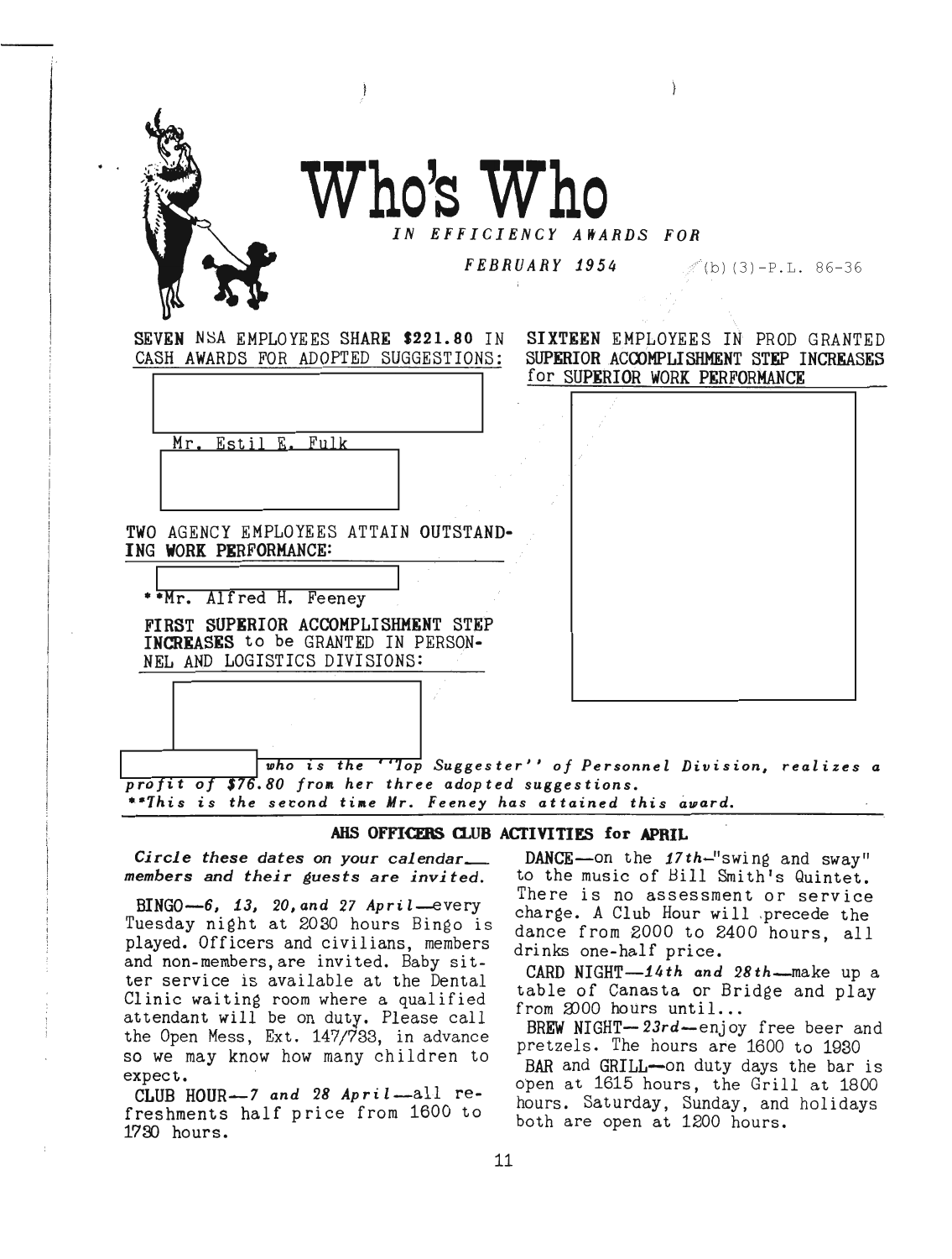# Who's Who

*IN EFFICIENCY AWARDS FOR*

*FEBRUARY 1954*

(b)(3)-P.L. 86-36

**SEVEN** NSA EMPLOYEES SHARE **$221.80** IN CASH AWARDS FOR ADOPTED SUGGESTIONS:

Mr. Estil E. Fulk

TWO AGENCY EMPLOYEES ATTAIN **OUTSTANDING WORK PERFORMANCE:**

**Mr. Alfred H. Feeney

**FIRST SUPERIOR ACCOMPLISHMENT STEP INCREASES** to be GRANTED IN PERSONNEL AND LOGISTICS DIVISIONS:

**SIXTEEN** EMPLOYEES IN PROD GRANTED **SUPERIOR ACCOMPLISHMENT STEP INCREASES** for **SUPERIOR WORK PERFORMANCE**

*who is the "Top Suggester" of Personnel Division, realizes a profit of $76.80 from her three adopted suggestions.*

***This is the second time Mr. Feeney has attained this award.*

## AHS OFFICERS CLUB ACTIVITIES for APRIL

***Circle these dates on your calendar— members and their guests are invited.***

BINGO—*6, 13, 20, and 27 April*—every Tuesday night at 2030 hours Bingo is played. Officers and civilians, members and non-members, are invited. Baby sitter service is available at the Dental Clinic waiting room where a qualified attendant will be on duty. Please call the Open Mess, Ext. 147/733, in advance so we may know how many children to expect.

CLUB HOUR—*7 and 28 April*—all refreshments half price from 1600 to 1730 hours.

DANCE—on the *17th*—"swing and sway" to the music of Bill Smith's Quintet. There is no assessment or service charge. A Club Hour will precede the dance from 2000 to 2400 hours, all drinks one-half price.

CARD NIGHT—*14th and 28th*—make up a table of Canasta or Bridge and play from 2000 hours until...

BREW NIGHT—*23rd*—enjoy free beer and pretzels. The hours are 1600 to 1930

BAR and GRILL—on duty days the bar is open at 1615 hours, the Grill at 1800 hours. Saturday, Sunday, and holidays both are open at 1200 hours.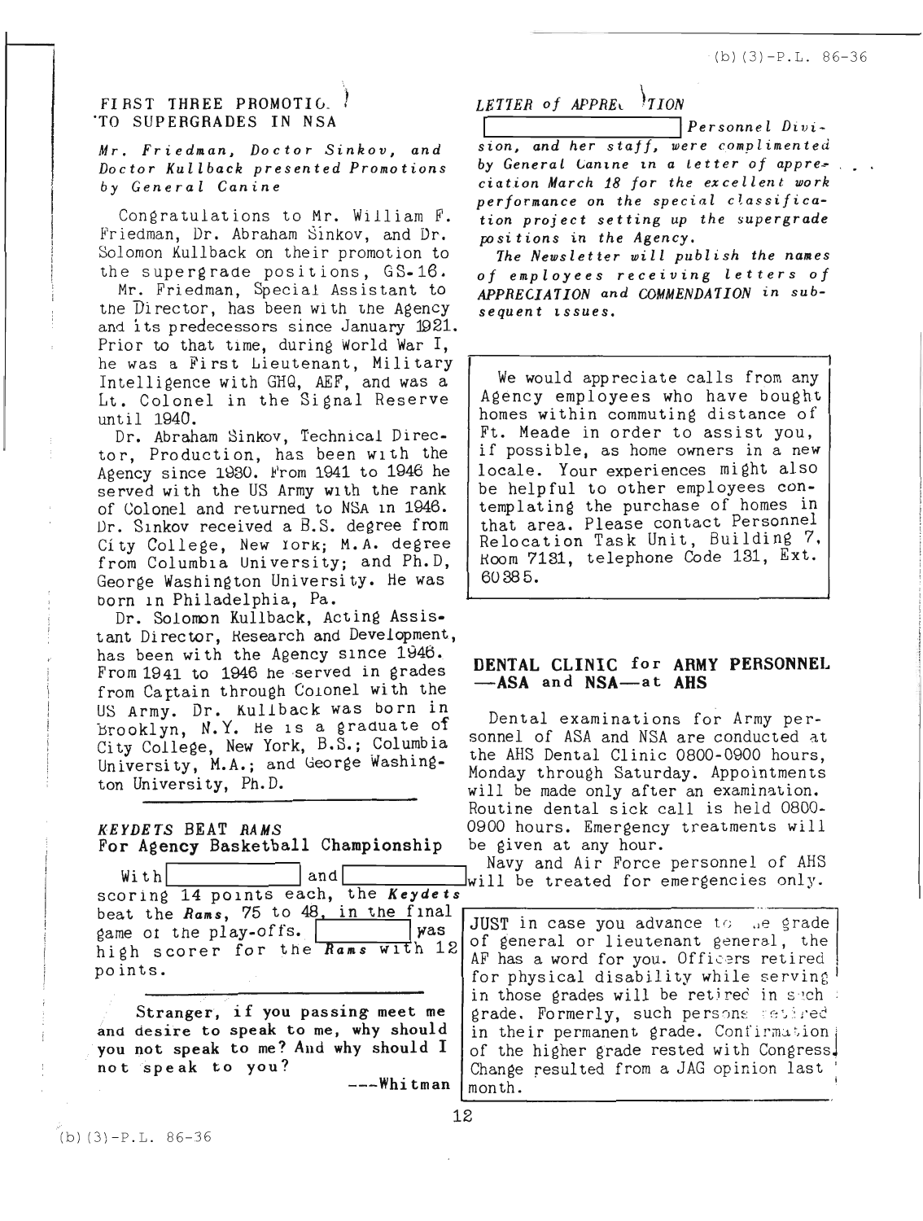(b)(3)-P.L. 86-36

## FIRST THREE PROMOTIONS TO SUPERGRADES IN NSA

*Mr. Friedman, Doctor Sinkov, and Doctor Kullback presented Promotions by General Canine*

Congratulations to Mr. William F. Friedman, Dr. Abraham Sinkov, and Dr. Solomon Kullback on their promotion to the supergrade positions, GS-16.

Mr. Friedman, Special Assistant to the Director, has been with the Agency and its predecessors since January 1921. Prior to that time, during World War I, he was a First Lieutenant, Military Intelligence with GHQ, AEF, and was a Lt. Colonel in the Signal Reserve until 1940.

Dr. Abraham Sinkov, Technical Director, Production, has been with the Agency since 1930. From 1941 to 1946 he served with the US Army with the rank of Colonel and returned to NSA in 1946. Dr. Sinkov received a B.S. degree from City College, New York; M.A. degree from Columbia University; and Ph.D, George Washington University. He was born in Philadelphia, Pa.

Dr. Solomon Kullback, Acting Assistant Director, Research and Development, has been with the Agency since 1946. From 1941 to 1946 he served in grades from Captain through Colonel with the US Army. Dr. Kullback was born in Brooklyn, N.Y. He is a graduate of City College, New York, B.S.; Columbia University, M.A.; and George Washington University, Ph.D.

---

## *KEYDETS* BEAT *RAMS* For Agency Basketball Championship

With [redacted] and [redacted] scoring 14 points each, the ***Keydets*** beat the ***Rams***, 75 to 48, in the final game of the play-offs. [redacted] was high scorer for the ***Rams*** with 12 points.

---

**Stranger, if you passing meet me and desire to speak to me, why should you not speak to me? And why should I not speak to you?**

**---Whitman**

## *LETTER of APPRECIATION*

*[redacted] Personnel Division, and her staff, were complimented by General Canine in a letter of appreciation March 18 for the excellent work performance on the special classification project setting up the supergrade positions in the Agency.*

*The Newsletter will publish the names of employees receiving letters of APPRECIATION and COMMENDATION in subsequent issues.*

---

We would appreciate calls from any Agency employees who have bought homes within commuting distance of Ft. Meade in order to assist you, if possible, as home owners in a new locale. Your experiences might also be helpful to other employees contemplating the purchase of homes in that area. Please contact Personnel Relocation Task Unit, Building 7, Room 7131, telephone Code 131, Ext. 60385.

---

## DENTAL CLINIC for ARMY PERSONNEL —ASA and NSA—at AHS

Dental examinations for Army personnel of ASA and NSA are conducted at the AHS Dental Clinic 0800-0900 hours, Monday through Saturday. Appointments will be made only after an examination. Routine dental sick call is held 0800-0900 hours. Emergency treatments will be given at any hour.

Navy and Air Force personnel of AHS will be treated for emergencies only.

---

JUST in case you advance to the grade of general or lieutenant general, the AF has a word for you. Officers retired for physical disability while serving in those grades will be retired in such grade. Formerly, such persons retired in their permanent grade. Confirmation of the higher grade rested with Congress. Change resulted from a JAG opinion last month.

(b)(3)-P.L. 86-36